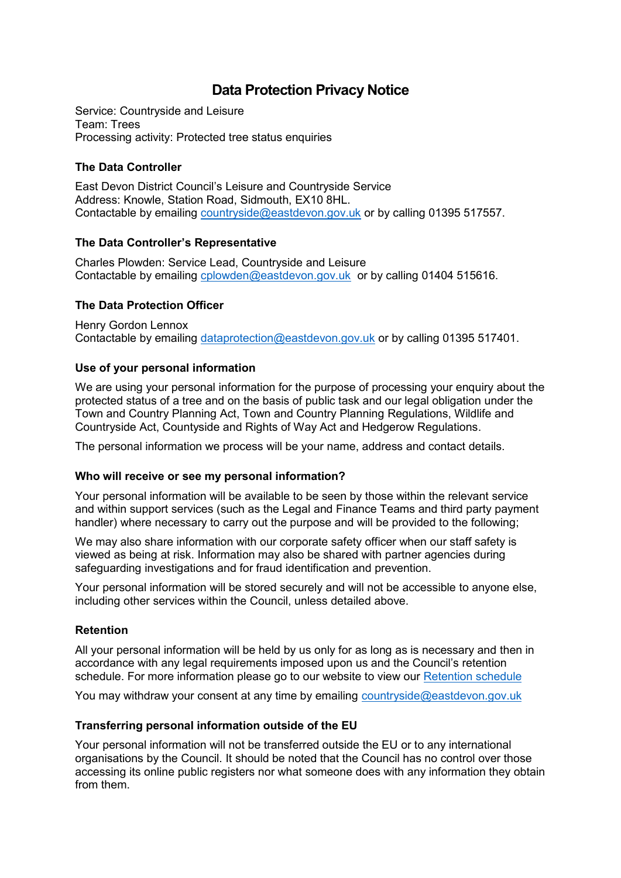# Data Protection Privacy Notice

Service: Countryside and Leisure
Team: Trees
Processing activity: Protected tree status enquiries

### The Data Controller

East Devon District Council's Leisure and Countryside Service
Address: Knowle, Station Road, Sidmouth, EX10 8HL.
Contactable by emailing [countryside@eastdevon.gov.uk](mailto:countryside@eastdevon.gov.uk) or by calling 01395 517557.

### The Data Controller's Representative

Charles Plowden: Service Lead, Countryside and Leisure
Contactable by emailing [cplowden@eastdevon.gov.uk](mailto:cplowden@eastdevon.gov.uk) or by calling 01404 515616.

### The Data Protection Officer

Henry Gordon Lennox
Contactable by emailing [dataprotection@eastdevon.gov.uk](mailto:dataprotection@eastdevon.gov.uk) or by calling 01395 517401.

### Use of your personal information

We are using your personal information for the purpose of processing your enquiry about the protected status of a tree and on the basis of public task and our legal obligation under the Town and Country Planning Act, Town and Country Planning Regulations, Wildlife and Countryside Act, Countyside and Rights of Way Act and Hedgerow Regulations.

The personal information we process will be your name, address and contact details.

### Who will receive or see my personal information?

Your personal information will be available to be seen by those within the relevant service and within support services (such as the Legal and Finance Teams and third party payment handler) where necessary to carry out the purpose and will be provided to the following;

We may also share information with our corporate safety officer when our staff safety is viewed as being at risk. Information may also be shared with partner agencies during safeguarding investigations and for fraud identification and prevention.

Your personal information will be stored securely and will not be accessible to anyone else, including other services within the Council, unless detailed above.

### Retention

All your personal information will be held by us only for as long as is necessary and then in accordance with any legal requirements imposed upon us and the Council's retention schedule. For more information please go to our website to view our Retention schedule

You may withdraw your consent at any time by emailing [countryside@eastdevon.gov.uk](mailto:countryside@eastdevon.gov.uk)

### Transferring personal information outside of the EU

Your personal information will not be transferred outside the EU or to any international organisations by the Council. It should be noted that the Council has no control over those accessing its online public registers nor what someone does with any information they obtain from them.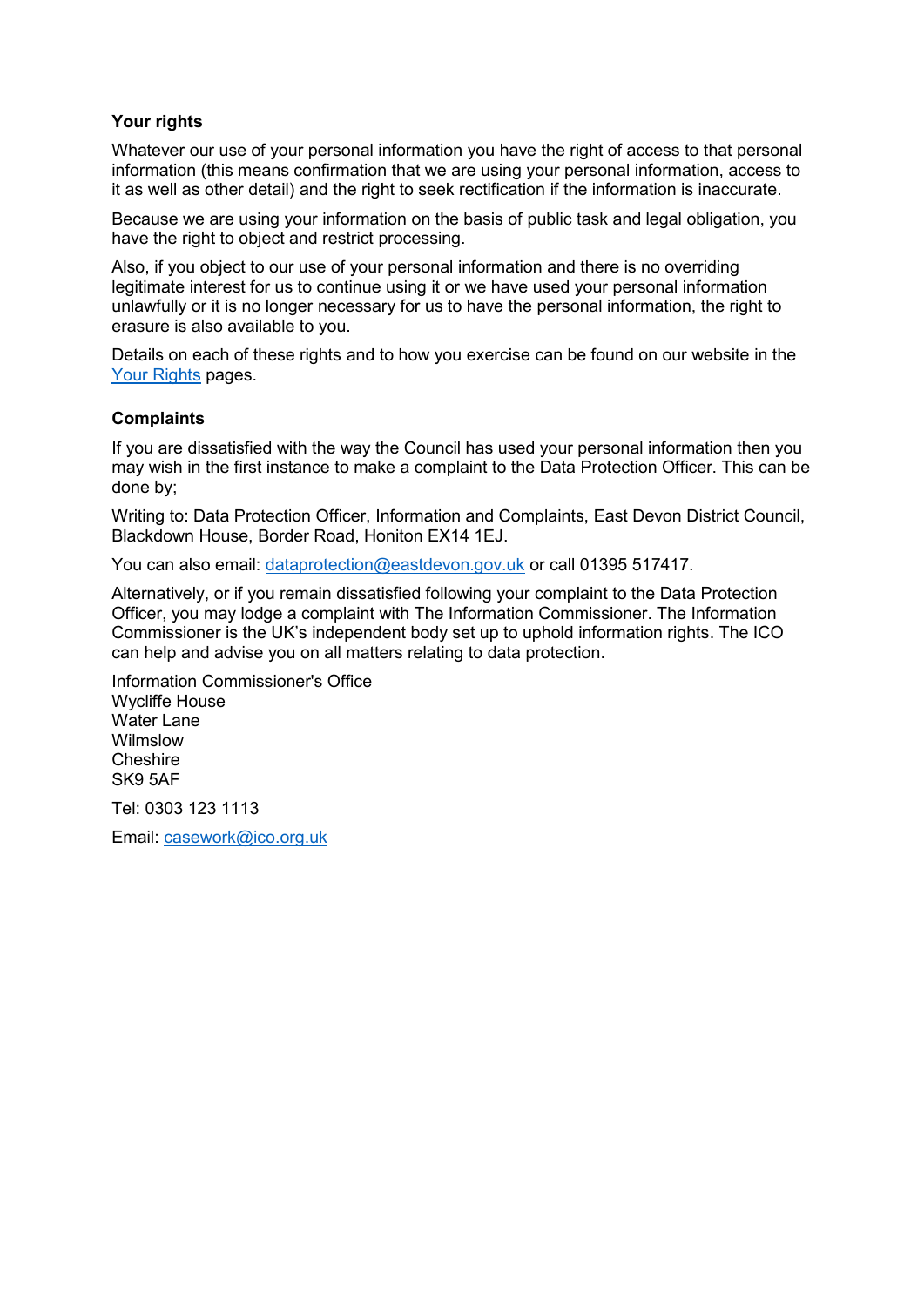**Your rights**

Whatever our use of your personal information you have the right of access to that personal information (this means confirmation that we are using your personal information, access to it as well as other detail) and the right to seek rectification if the information is inaccurate.

Because we are using your information on the basis of public task and legal obligation, you have the right to object and restrict processing.

Also, if you object to our use of your personal information and there is no overriding legitimate interest for us to continue using it or we have used your personal information unlawfully or it is no longer necessary for us to have the personal information, the right to erasure is also available to you.

Details on each of these rights and to how you exercise can be found on our website in the Your Rights pages.

**Complaints**

If you are dissatisfied with the way the Council has used your personal information then you may wish in the first instance to make a complaint to the Data Protection Officer. This can be done by;

Writing to: Data Protection Officer, Information and Complaints, East Devon District Council, Blackdown House, Border Road, Honiton EX14 1EJ.

You can also email: dataprotection@eastdevon.gov.uk or call 01395 517417.

Alternatively, or if you remain dissatisfied following your complaint to the Data Protection Officer, you may lodge a complaint with The Information Commissioner. The Information Commissioner is the UK's independent body set up to uphold information rights. The ICO can help and advise you on all matters relating to data protection.

Information Commissioner's Office  
Wycliffe House  
Water Lane  
Wilmslow  
Cheshire  
SK9 5AF

Tel: 0303 123 1113

Email: casework@ico.org.uk